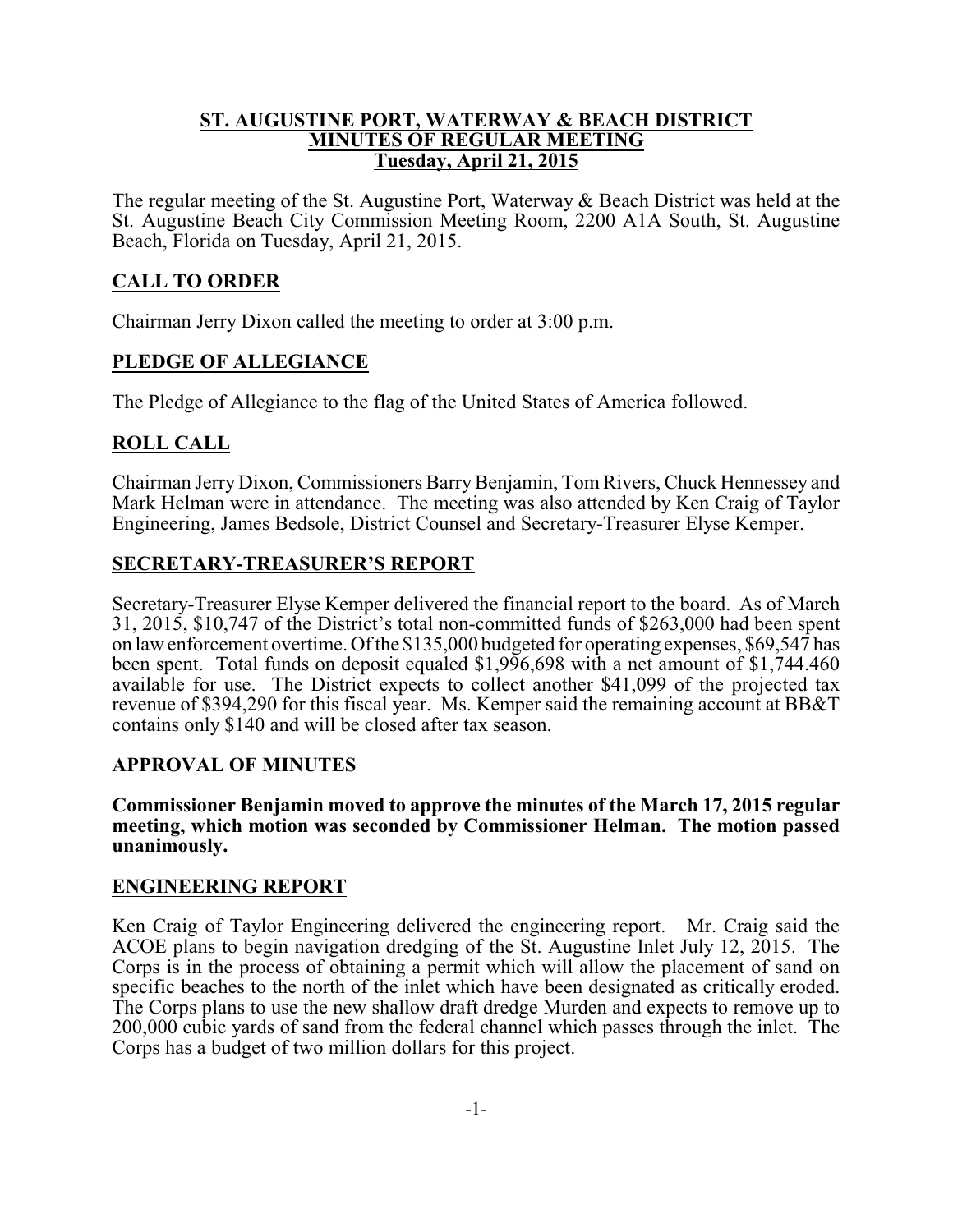**ST. AUGUSTINE PORT, WATERWAY & BEACH DISTRICT**
**MINUTES OF REGULAR MEETING**
**Tuesday, April 21, 2015**

The regular meeting of the St. Augustine Port, Waterway & Beach District was held at the St. Augustine Beach City Commission Meeting Room, 2200 A1A South, St. Augustine Beach, Florida on Tuesday, April 21, 2015.

## CALL TO ORDER

Chairman Jerry Dixon called the meeting to order at 3:00 p.m.

## PLEDGE OF ALLEGIANCE

The Pledge of Allegiance to the flag of the United States of America followed.

## ROLL CALL

Chairman Jerry Dixon, Commissioners Barry Benjamin, Tom Rivers, Chuck Hennessey and Mark Helman were in attendance. The meeting was also attended by Ken Craig of Taylor Engineering, James Bedsole, District Counsel and Secretary-Treasurer Elyse Kemper.

## SECRETARY-TREASURER'S REPORT

Secretary-Treasurer Elyse Kemper delivered the financial report to the board. As of March 31, 2015, $10,747 of the District's total non-committed funds of $263,000 had been spent on law enforcement overtime. Of the $135,000 budgeted for operating expenses, $69,547 has been spent. Total funds on deposit equaled $1,996,698 with a net amount of $1,744.460 available for use. The District expects to collect another $41,099 of the projected tax revenue of $394,290 for this fiscal year. Ms. Kemper said the remaining account at BB&T contains only $140 and will be closed after tax season.

## APPROVAL OF MINUTES

**Commissioner Benjamin moved to approve the minutes of the March 17, 2015 regular meeting, which motion was seconded by Commissioner Helman. The motion passed unanimously.**

## ENGINEERING REPORT

Ken Craig of Taylor Engineering delivered the engineering report. Mr. Craig said the ACOE plans to begin navigation dredging of the St. Augustine Inlet July 12, 2015. The Corps is in the process of obtaining a permit which will allow the placement of sand on specific beaches to the north of the inlet which have been designated as critically eroded. The Corps plans to use the new shallow draft dredge Murden and expects to remove up to 200,000 cubic yards of sand from the federal channel which passes through the inlet. The Corps has a budget of two million dollars for this project.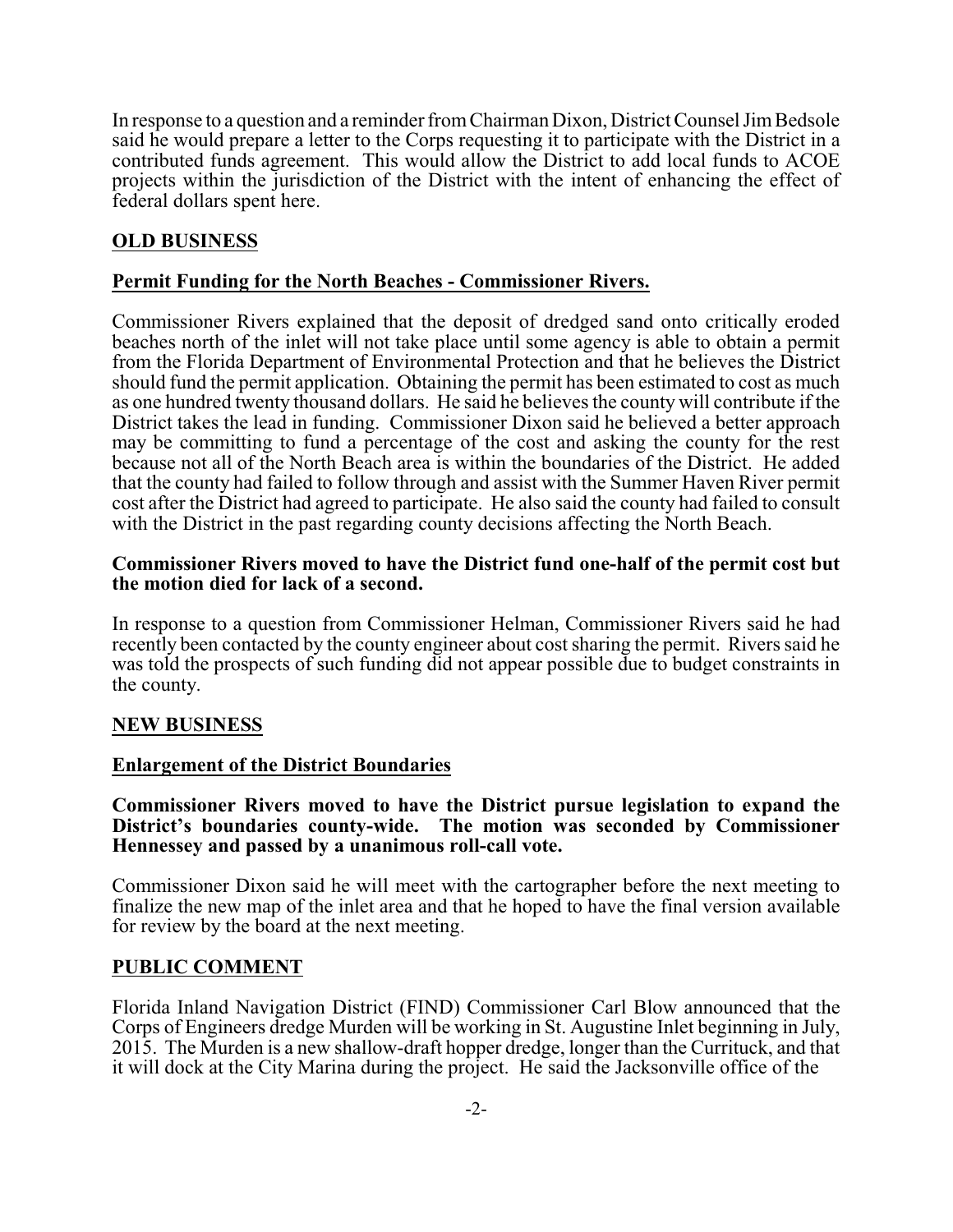In response to a question and a reminder from Chairman Dixon, District Counsel Jim Bedsole said he would prepare a letter to the Corps requesting it to participate with the District in a contributed funds agreement. This would allow the District to add local funds to ACOE projects within the jurisdiction of the District with the intent of enhancing the effect of federal dollars spent here.

## OLD BUSINESS

### Permit Funding for the North Beaches - Commissioner Rivers.

Commissioner Rivers explained that the deposit of dredged sand onto critically eroded beaches north of the inlet will not take place until some agency is able to obtain a permit from the Florida Department of Environmental Protection and that he believes the District should fund the permit application. Obtaining the permit has been estimated to cost as much as one hundred twenty thousand dollars. He said he believes the county will contribute if the District takes the lead in funding. Commissioner Dixon said he believed a better approach may be committing to fund a percentage of the cost and asking the county for the rest because not all of the North Beach area is within the boundaries of the District. He added that the county had failed to follow through and assist with the Summer Haven River permit cost after the District had agreed to participate. He also said the county had failed to consult with the District in the past regarding county decisions affecting the North Beach.

**Commissioner Rivers moved to have the District fund one-half of the permit cost but the motion died for lack of a second.**

In response to a question from Commissioner Helman, Commissioner Rivers said he had recently been contacted by the county engineer about cost sharing the permit. Rivers said he was told the prospects of such funding did not appear possible due to budget constraints in the county.

## NEW BUSINESS

### Enlargement of the District Boundaries

**Commissioner Rivers moved to have the District pursue legislation to expand the District's boundaries county-wide. The motion was seconded by Commissioner Hennessey and passed by a unanimous roll-call vote.**

Commissioner Dixon said he will meet with the cartographer before the next meeting to finalize the new map of the inlet area and that he hoped to have the final version available for review by the board at the next meeting.

## PUBLIC COMMENT

Florida Inland Navigation District (FIND) Commissioner Carl Blow announced that the Corps of Engineers dredge Murden will be working in St. Augustine Inlet beginning in July, 2015. The Murden is a new shallow-draft hopper dredge, longer than the Currituck, and that it will dock at the City Marina during the project. He said the Jacksonville office of the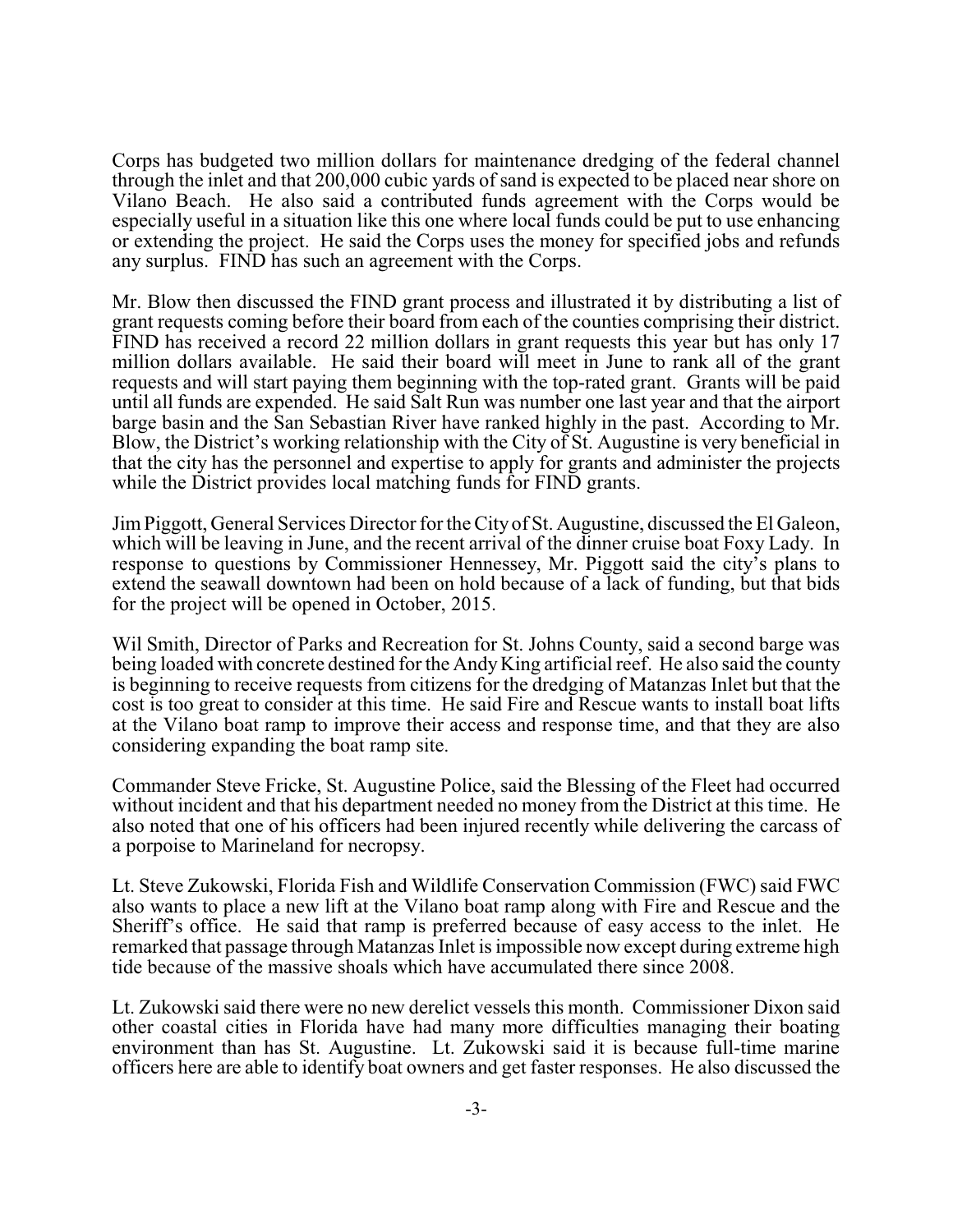Corps has budgeted two million dollars for maintenance dredging of the federal channel through the inlet and that 200,000 cubic yards of sand is expected to be placed near shore on Vilano Beach. He also said a contributed funds agreement with the Corps would be especially useful in a situation like this one where local funds could be put to use enhancing or extending the project. He said the Corps uses the money for specified jobs and refunds any surplus. FIND has such an agreement with the Corps.

Mr. Blow then discussed the FIND grant process and illustrated it by distributing a list of grant requests coming before their board from each of the counties comprising their district. FIND has received a record 22 million dollars in grant requests this year but has only 17 million dollars available. He said their board will meet in June to rank all of the grant requests and will start paying them beginning with the top-rated grant. Grants will be paid until all funds are expended. He said Salt Run was number one last year and that the airport barge basin and the San Sebastian River have ranked highly in the past. According to Mr. Blow, the District's working relationship with the City of St. Augustine is very beneficial in that the city has the personnel and expertise to apply for grants and administer the projects while the District provides local matching funds for FIND grants.

Jim Piggott, General Services Director for the City of St. Augustine, discussed the El Galeon, which will be leaving in June, and the recent arrival of the dinner cruise boat Foxy Lady. In response to questions by Commissioner Hennessey, Mr. Piggott said the city's plans to extend the seawall downtown had been on hold because of a lack of funding, but that bids for the project will be opened in October, 2015.

Wil Smith, Director of Parks and Recreation for St. Johns County, said a second barge was being loaded with concrete destined for the Andy King artificial reef. He also said the county is beginning to receive requests from citizens for the dredging of Matanzas Inlet but that the cost is too great to consider at this time. He said Fire and Rescue wants to install boat lifts at the Vilano boat ramp to improve their access and response time, and that they are also considering expanding the boat ramp site.

Commander Steve Fricke, St. Augustine Police, said the Blessing of the Fleet had occurred without incident and that his department needed no money from the District at this time. He also noted that one of his officers had been injured recently while delivering the carcass of a porpoise to Marineland for necropsy.

Lt. Steve Zukowski, Florida Fish and Wildlife Conservation Commission (FWC) said FWC also wants to place a new lift at the Vilano boat ramp along with Fire and Rescue and the Sheriff's office. He said that ramp is preferred because of easy access to the inlet. He remarked that passage through Matanzas Inlet is impossible now except during extreme high tide because of the massive shoals which have accumulated there since 2008.

Lt. Zukowski said there were no new derelict vessels this month. Commissioner Dixon said other coastal cities in Florida have had many more difficulties managing their boating environment than has St. Augustine. Lt. Zukowski said it is because full-time marine officers here are able to identify boat owners and get faster responses. He also discussed the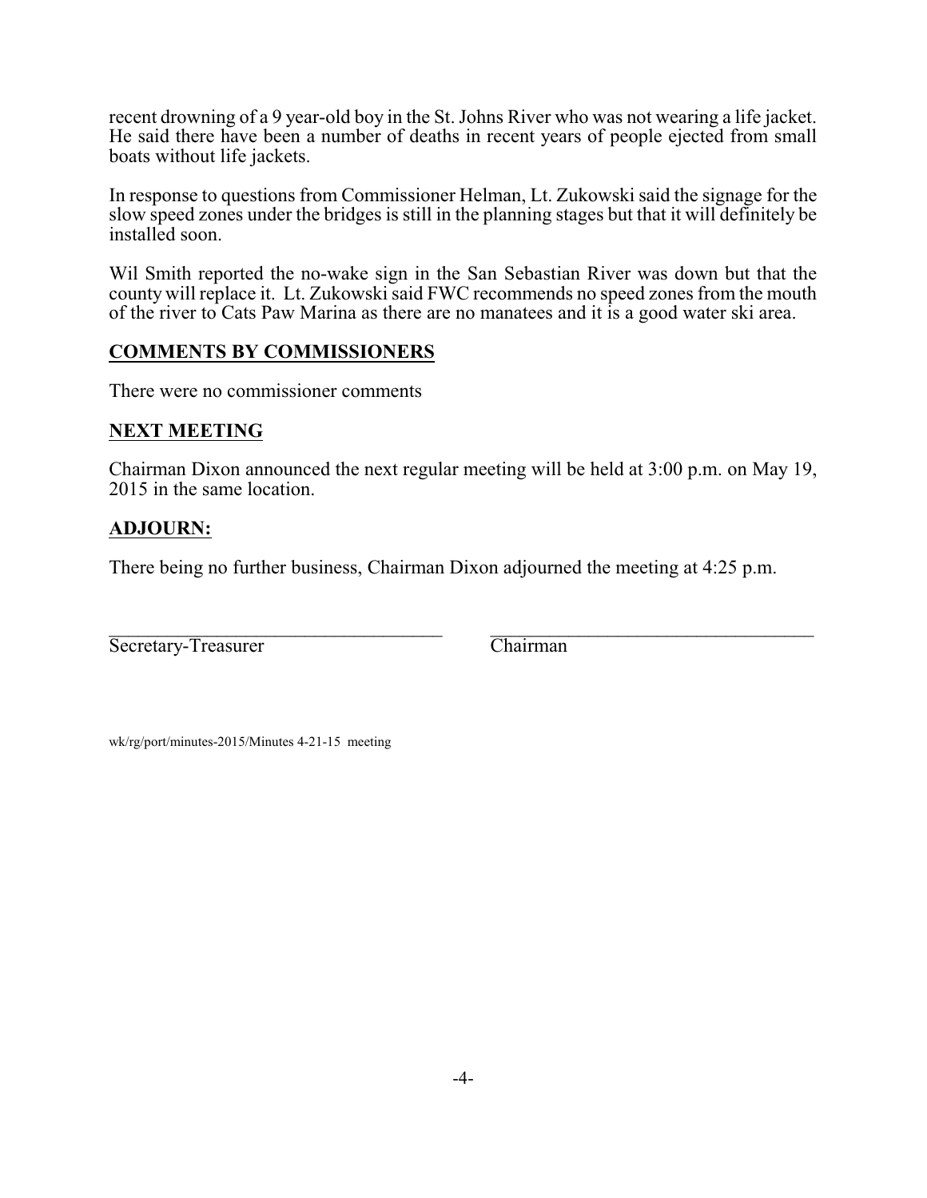recent drowning of a 9 year-old boy in the St. Johns River who was not wearing a life jacket. He said there have been a number of deaths in recent years of people ejected from small boats without life jackets.

In response to questions from Commissioner Helman, Lt. Zukowski said the signage for the slow speed zones under the bridges is still in the planning stages but that it will definitely be installed soon.

Wil Smith reported the no-wake sign in the San Sebastian River was down but that the county will replace it. Lt. Zukowski said FWC recommends no speed zones from the mouth of the river to Cats Paw Marina as there are no manatees and it is a good water ski area.

## COMMENTS BY COMMISSIONERS

There were no commissioner comments

## NEXT MEETING

Chairman Dixon announced the next regular meeting will be held at 3:00 p.m. on May 19, 2015 in the same location.

## ADJOURN:

There being no further business, Chairman Dixon adjourned the meeting at 4:25 p.m.

\_\_\_\_\_\_\_\_\_\_\_\_\_\_\_\_\_\_\_\_\_\_\_\_\_\_\_\_\_\_\_\_\_\_\_\_ \_\_\_\_\_\_\_\_\_\_\_\_\_\_\_\_\_\_\_\_\_\_\_\_\_\_\_\_\_\_\_\_\_\_\_\_

Secretary-Treasurer Chairman

wk/rg/port/minutes-2015/Minutes 4-21-15 meeting